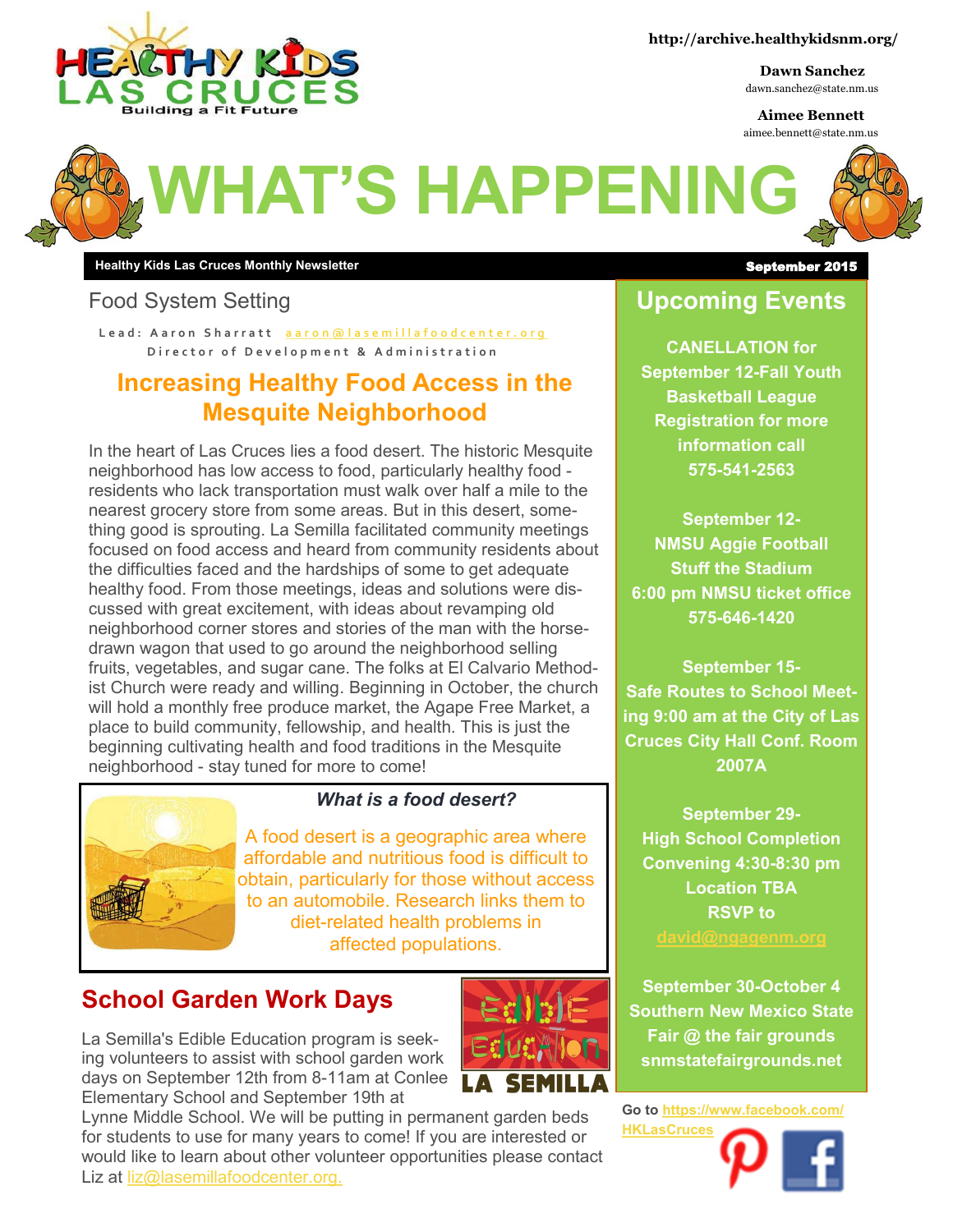http://archive.healthykidsnm.org/

**Dawn Sanchez**
dawn.sanchez@state.nm.us

**Aimee Bennett**
aimee.bennett@state.nm.us

# WHAT'S HAPPENING

**Healthy Kids Las Cruces Monthly Newsletter** — **September 2015**

## Food System Setting

Lead: Aaron Sharratt aaron@lasemillafoodcenter.org
Director of Development & Administration

### Increasing Healthy Food Access in the Mesquite Neighborhood

In the heart of Las Cruces lies a food desert. The historic Mesquite neighborhood has low access to food, particularly healthy food - residents who lack transportation must walk over half a mile to the nearest grocery store from some areas. But in this desert, something good is sprouting. La Semilla facilitated community meetings focused on food access and heard from community residents about the difficulties faced and the hardships of some to get adequate healthy food. From those meetings, ideas and solutions were discussed with great excitement, with ideas about revamping old neighborhood corner stores and stories of the man with the horse-drawn wagon that used to go around the neighborhood selling fruits, vegetables, and sugar cane. The folks at El Calvario Methodist Church were ready and willing. Beginning in October, the church will hold a monthly free produce market, the Agape Free Market, a place to build community, fellowship, and health. This is just the beginning cultivating health and food traditions in the Mesquite neighborhood - stay tuned for more to come!

***What is a food desert?***

A food desert is a geographic area where affordable and nutritious food is difficult to obtain, particularly for those without access to an automobile. Research links them to diet-related health problems in affected populations.

## School Garden Work Days

La Semilla's Edible Education program is seeking volunteers to assist with school garden work days on September 12th from 8-11am at Conlee Elementary School and September 19th at Lynne Middle School. We will be putting in permanent garden beds for students to use for many years to come! If you are interested or would like to learn about other volunteer opportunities please contact Liz at liz@lasemillafoodcenter.org.

## Upcoming Events

**CANELLATION for September 12-Fall Youth Basketball League Registration for more information call 575-541-2563**

**September 12- NMSU Aggie Football Stuff the Stadium 6:00 pm NMSU ticket office 575-646-1420**

**September 15- Safe Routes to School Meeting 9:00 am at the City of Las Cruces City Hall Conf. Room 2007A**

**September 29- High School Completion Convening 4:30-8:30 pm Location TBA RSVP to david@ngagenm.org**

**September 30-October 4 Southern New Mexico State Fair @ the fair grounds snmstatefairgrounds.net**

**Go to** https://www.facebook.com/HKLasCruces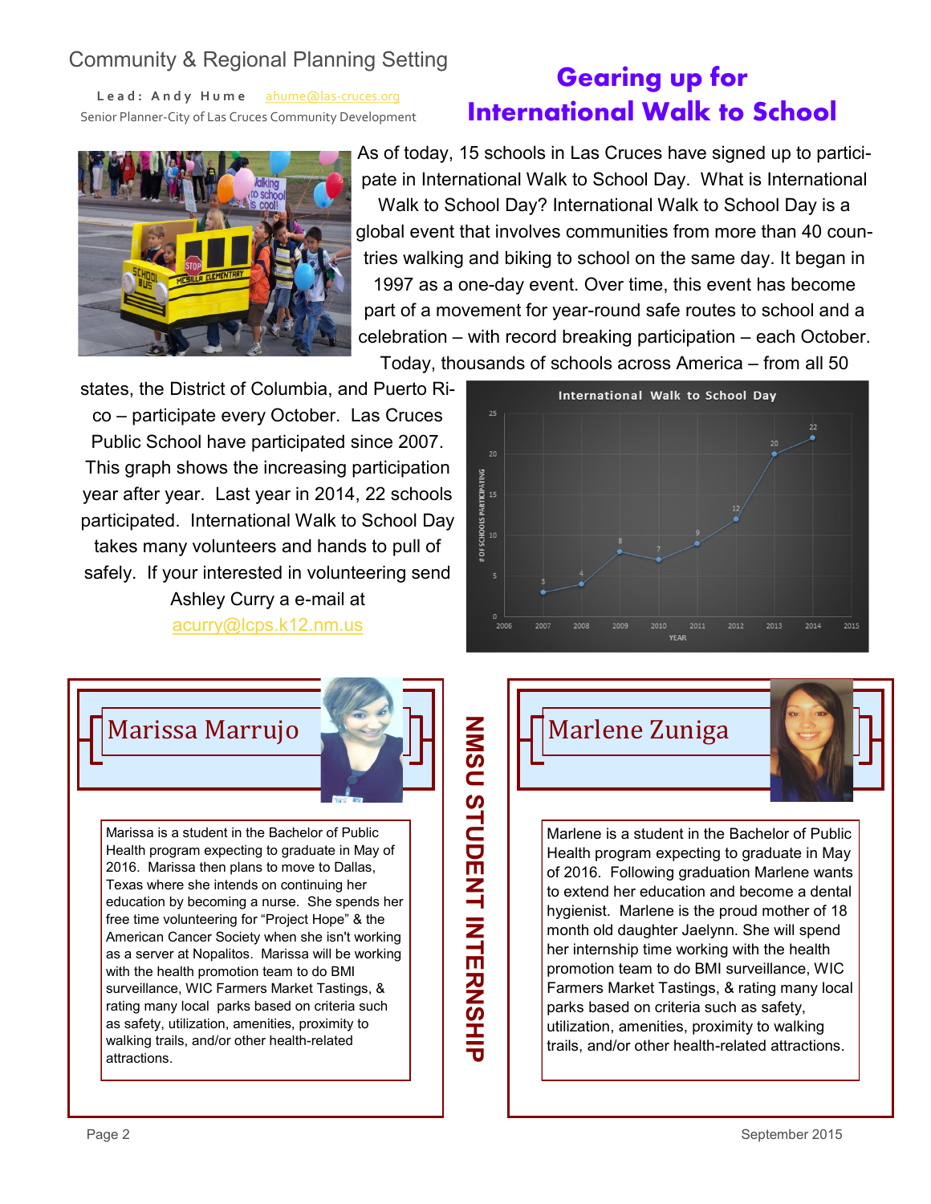Community & Regional Planning Setting

Lead: Andy Hume ahume@las-cruces.org

Senior Planner-City of Las Cruces Community Development

# Gearing up for International Walk to School

As of today, 15 schools in Las Cruces have signed up to participate in International Walk to School Day. What is International Walk to School Day? International Walk to School Day is a global event that involves communities from more than 40 countries walking and biking to school on the same day. It began in 1997 as a one-day event. Over time, this event has become part of a movement for year-round safe routes to school and a celebration – with record breaking participation – each October. Today, thousands of schools across America – from all 50 states, the District of Columbia, and Puerto Rico – participate every October. Las Cruces Public School have participated since 2007. This graph shows the increasing participation year after year. Last year in 2014, 22 schools participated. International Walk to School Day takes many volunteers and hands to pull of safely. If your interested in volunteering send Ashley Curry a e-mail at acurry@lcps.k12.nm.us

International Walk to School Day

| YEAR | # OF SCHOOLS PARTICIPATING |
| --- | --- |
| 2007 | 3 |
| 2008 | 4 |
| 2009 | 8 |
| 2010 | 7 |
| 2011 | 9 |
| 2012 | 12 |
| 2013 | 20 |
| 2014 | 22 |

## NMSU STUDENT INTERNSHIP

### Marissa Marrujo

Marissa is a student in the Bachelor of Public Health program expecting to graduate in May of 2016. Marissa then plans to move to Dallas, Texas where she intends on continuing her education by becoming a nurse. She spends her free time volunteering for "Project Hope" & the American Cancer Society when she isn't working as a server at Nopalitos. Marissa will be working with the health promotion team to do BMI surveillance, WIC Farmers Market Tastings, & rating many local parks based on criteria such as safety, utilization, amenities, proximity to walking trails, and/or other health-related attractions.

### Marlene Zuniga

Marlene is a student in the Bachelor of Public Health program expecting to graduate in May of 2016. Following graduation Marlene wants to extend her education and become a dental hygienist. Marlene is the proud mother of 18 month old daughter Jaelynn. She will spend her internship time working with the health promotion team to do BMI surveillance, WIC Farmers Market Tastings, & rating many local parks based on criteria such as safety, utilization, amenities, proximity to walking trails, and/or other health-related attractions.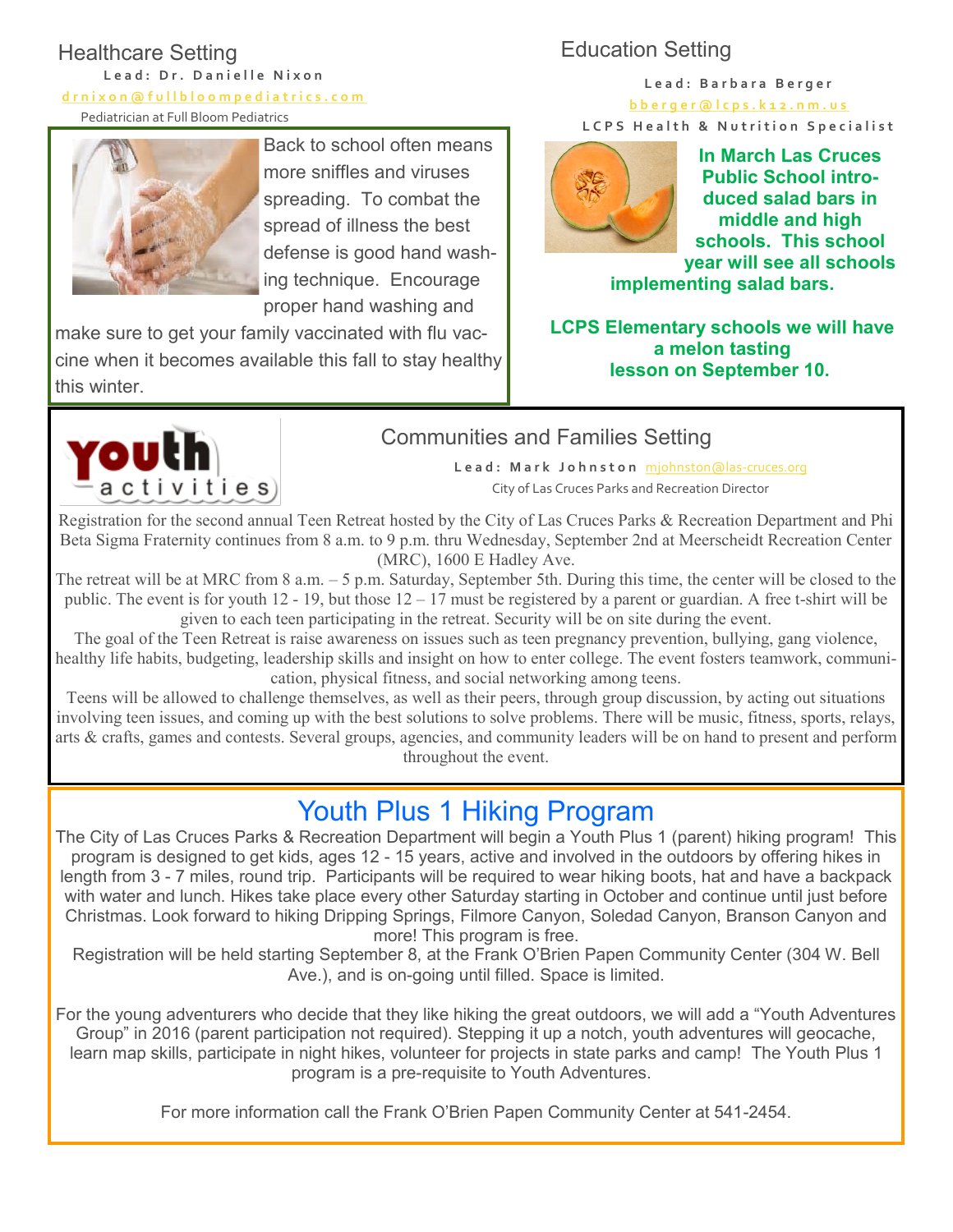## Healthcare Setting

**Lead: Dr. Danielle Nixon**

drnixon@fullbloompediatrics.com

Pediatrician at Full Bloom Pediatrics

Back to school often means more sniffles and viruses spreading. To combat the spread of illness the best defense is good hand washing technique. Encourage proper hand washing and make sure to get your family vaccinated with flu vaccine when it becomes available this fall to stay healthy this winter.

## Education Setting

**Lead: Barbara Berger**

bberger@lcps.k12.nm.us

LCPS Health & Nutrition Specialist

**In March Las Cruces Public School introduced salad bars in middle and high schools. This school year will see all schools implementing salad bars.**

**LCPS Elementary schools we will have a melon tasting lesson on September 10.**

## Communities and Families Setting

youth activities

**Lead: Mark Johnston** mjohnston@las-cruces.org

City of Las Cruces Parks and Recreation Director

Registration for the second annual Teen Retreat hosted by the City of Las Cruces Parks & Recreation Department and Phi Beta Sigma Fraternity continues from 8 a.m. to 9 p.m. thru Wednesday, September 2nd at Meerscheidt Recreation Center (MRC), 1600 E Hadley Ave.

The retreat will be at MRC from 8 a.m. – 5 p.m. Saturday, September 5th. During this time, the center will be closed to the public. The event is for youth 12 - 19, but those 12 – 17 must be registered by a parent or guardian. A free t-shirt will be given to each teen participating in the retreat. Security will be on site during the event.

The goal of the Teen Retreat is raise awareness on issues such as teen pregnancy prevention, bullying, gang violence, healthy life habits, budgeting, leadership skills and insight on how to enter college. The event fosters teamwork, communication, physical fitness, and social networking among teens.

Teens will be allowed to challenge themselves, as well as their peers, through group discussion, by acting out situations involving teen issues, and coming up with the best solutions to solve problems. There will be music, fitness, sports, relays, arts & crafts, games and contests. Several groups, agencies, and community leaders will be on hand to present and perform throughout the event.

## Youth Plus 1 Hiking Program

The City of Las Cruces Parks & Recreation Department will begin a Youth Plus 1 (parent) hiking program! This program is designed to get kids, ages 12 - 15 years, active and involved in the outdoors by offering hikes in length from 3 - 7 miles, round trip. Participants will be required to wear hiking boots, hat and have a backpack with water and lunch. Hikes take place every other Saturday starting in October and continue until just before Christmas. Look forward to hiking Dripping Springs, Filmore Canyon, Soledad Canyon, Branson Canyon and more! This program is free.

Registration will be held starting September 8, at the Frank O'Brien Papen Community Center (304 W. Bell Ave.), and is on-going until filled. Space is limited.

For the young adventurers who decide that they like hiking the great outdoors, we will add a "Youth Adventures Group" in 2016 (parent participation not required). Stepping it up a notch, youth adventures will geocache, learn map skills, participate in night hikes, volunteer for projects in state parks and camp! The Youth Plus 1 program is a pre-requisite to Youth Adventures.

For more information call the Frank O'Brien Papen Community Center at 541-2454.